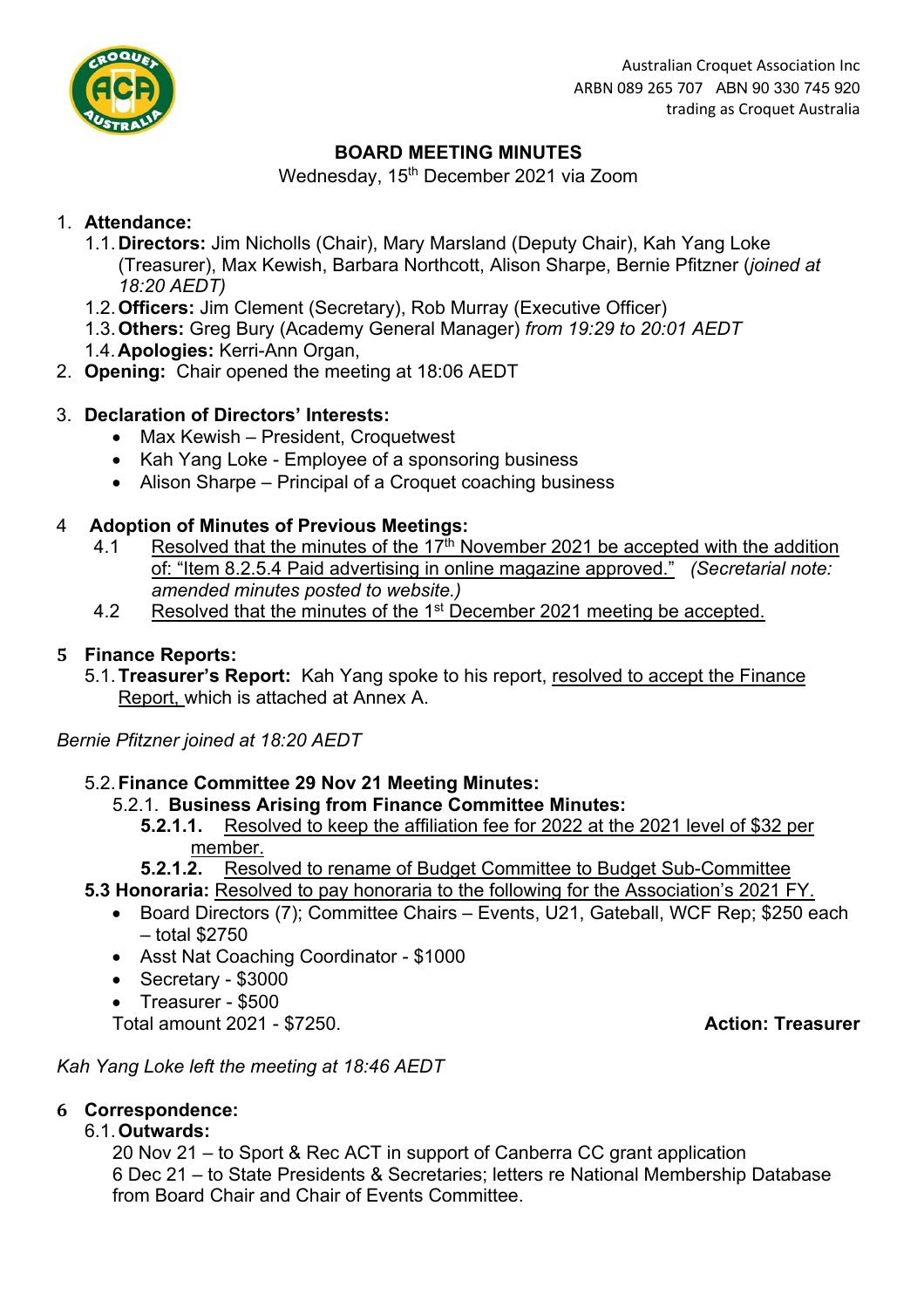Australian Croquet Association Inc
ARBN 089 265 707 ABN 90 330 745 920
trading as Croquet Australia

# BOARD MEETING MINUTES

Wednesday, 15th December 2021 via Zoom

1. **Attendance:**
   1.1. **Directors:** Jim Nicholls (Chair), Mary Marsland (Deputy Chair), Kah Yang Loke (Treasurer), Max Kewish, Barbara Northcott, Alison Sharpe, Bernie Pfitzner (*joined at 18:20 AEDT)*
   1.2. **Officers:** Jim Clement (Secretary), Rob Murray (Executive Officer)
   1.3. **Others:** Greg Bury (Academy General Manager) *from 19:29 to 20:01 AEDT*
   1.4. **Apologies:** Kerri-Ann Organ,
2. **Opening:** Chair opened the meeting at 18:06 AEDT

3. **Declaration of Directors' Interests:**
   - Max Kewish – President, Croquetwest
   - Kah Yang Loke - Employee of a sponsoring business
   - Alison Sharpe – Principal of a Croquet coaching business

4 **Adoption of Minutes of Previous Meetings:**
   4.1 Resolved that the minutes of the 17th November 2021 be accepted with the addition of: "Item 8.2.5.4 Paid advertising in online magazine approved." *(Secretarial note: amended minutes posted to website.)*
   4.2 Resolved that the minutes of the 1st December 2021 meeting be accepted.

**5 Finance Reports:**
   5.1. **Treasurer's Report:** Kah Yang spoke to his report, resolved to accept the Finance Report, which is attached at Annex A.

*Bernie Pfitzner joined at 18:20 AEDT*

   5.2. **Finance Committee 29 Nov 21 Meeting Minutes:**
      5.2.1. **Business Arising from Finance Committee Minutes:**
         **5.2.1.1.** Resolved to keep the affiliation fee for 2022 at the 2021 level of $32 per member.
         **5.2.1.2.** Resolved to rename of Budget Committee to Budget Sub-Committee
   **5.3 Honoraria:** Resolved to pay honoraria to the following for the Association's 2021 FY.
   - Board Directors (7); Committee Chairs – Events, U21, Gateball, WCF Rep; $250 each – total $2750
   - Asst Nat Coaching Coordinator - $1000
   - Secretary - $3000
   - Treasurer - $500

   Total amount 2021 - $7250. **Action: Treasurer**

*Kah Yang Loke left the meeting at 18:46 AEDT*

**6 Correspondence:**
   6.1. **Outwards:**
   20 Nov 21 – to Sport & Rec ACT in support of Canberra CC grant application
   6 Dec 21 – to State Presidents & Secretaries; letters re National Membership Database from Board Chair and Chair of Events Committee.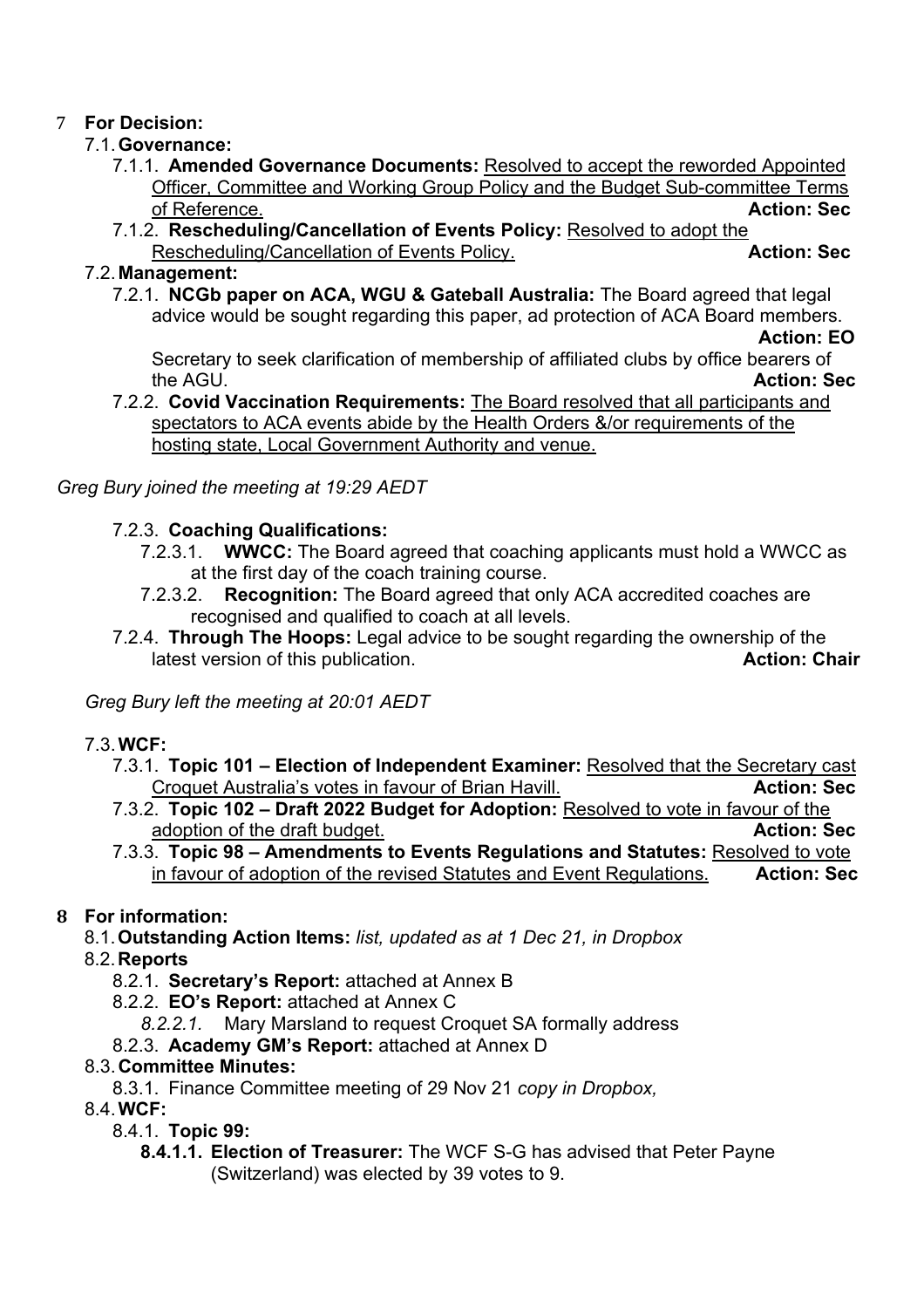7 **For Decision:**

7.1. **Governance:**

7.1.1. **Amended Governance Documents:** Resolved to accept the reworded Appointed Officer, Committee and Working Group Policy and the Budget Sub-committee Terms of Reference. **Action: Sec**

7.1.2. **Rescheduling/Cancellation of Events Policy:** Resolved to adopt the Rescheduling/Cancellation of Events Policy. **Action: Sec**

7.2. **Management:**

7.2.1. **NCGb paper on ACA, WGU & Gateball Australia:** The Board agreed that legal advice would be sought regarding this paper, ad protection of ACA Board members. **Action: EO**

Secretary to seek clarification of membership of affiliated clubs by office bearers of the AGU. **Action: Sec**

7.2.2. **Covid Vaccination Requirements:** The Board resolved that all participants and spectators to ACA events abide by the Health Orders &/or requirements of the hosting state, Local Government Authority and venue.

*Greg Bury joined the meeting at 19:29 AEDT*

7.2.3. **Coaching Qualifications:**

7.2.3.1. **WWCC:** The Board agreed that coaching applicants must hold a WWCC as at the first day of the coach training course.

7.2.3.2. **Recognition:** The Board agreed that only ACA accredited coaches are recognised and qualified to coach at all levels.

7.2.4. **Through The Hoops:** Legal advice to be sought regarding the ownership of the latest version of this publication. **Action: Chair**

*Greg Bury left the meeting at 20:01 AEDT*

7.3. **WCF:**

7.3.1. **Topic 101 – Election of Independent Examiner:** Resolved that the Secretary cast Croquet Australia's votes in favour of Brian Havill. **Action: Sec**

7.3.2. **Topic 102 – Draft 2022 Budget for Adoption:** Resolved to vote in favour of the adoption of the draft budget. **Action: Sec**

7.3.3. **Topic 98 – Amendments to Events Regulations and Statutes:** Resolved to vote in favour of adoption of the revised Statutes and Event Regulations. **Action: Sec**

**8 For information:**

8.1. **Outstanding Action Items:** *list, updated as at 1 Dec 21, in Dropbox*

8.2. **Reports**

8.2.1. **Secretary's Report:** attached at Annex B

8.2.2. **EO's Report:** attached at Annex C

*8.2.2.1.* Mary Marsland to request Croquet SA formally address

8.2.3. **Academy GM's Report:** attached at Annex D

8.3. **Committee Minutes:**

8.3.1. Finance Committee meeting of 29 Nov 21 *copy in Dropbox,*

8.4. **WCF:**

8.4.1. **Topic 99:**

**8.4.1.1. Election of Treasurer:** The WCF S-G has advised that Peter Payne (Switzerland) was elected by 39 votes to 9.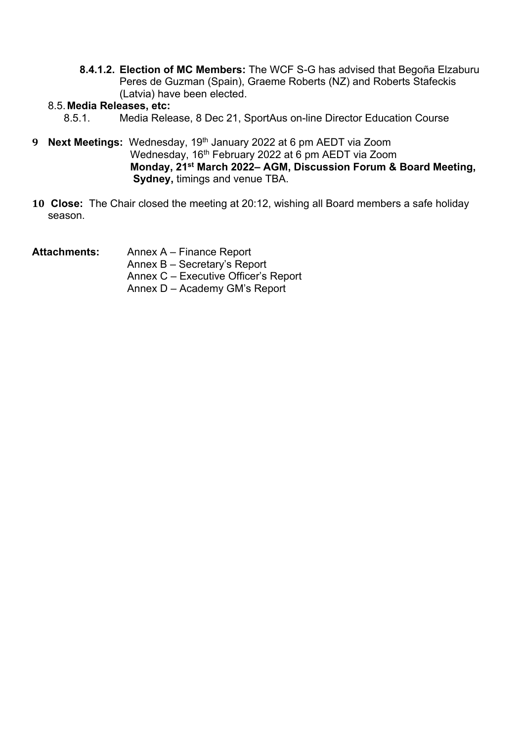**8.4.1.2. Election of MC Members:** The WCF S-G has advised that Begoña Elzaburu Peres de Guzman (Spain), Graeme Roberts (NZ) and Roberts Stafeckis (Latvia) have been elected.

8.5. **Media Releases, etc:**

8.5.1. Media Release, 8 Dec 21, SportAus on-line Director Education Course

**9 Next Meetings:** Wednesday, 19th January 2022 at 6 pm AEDT via Zoom
Wednesday, 16th February 2022 at 6 pm AEDT via Zoom
**Monday, 21st March 2022– AGM, Discussion Forum & Board Meeting, Sydney,** timings and venue TBA.

**10 Close:** The Chair closed the meeting at 20:12, wishing all Board members a safe holiday season.

**Attachments:**
Annex A – Finance Report
Annex B – Secretary's Report
Annex C – Executive Officer's Report
Annex D – Academy GM's Report